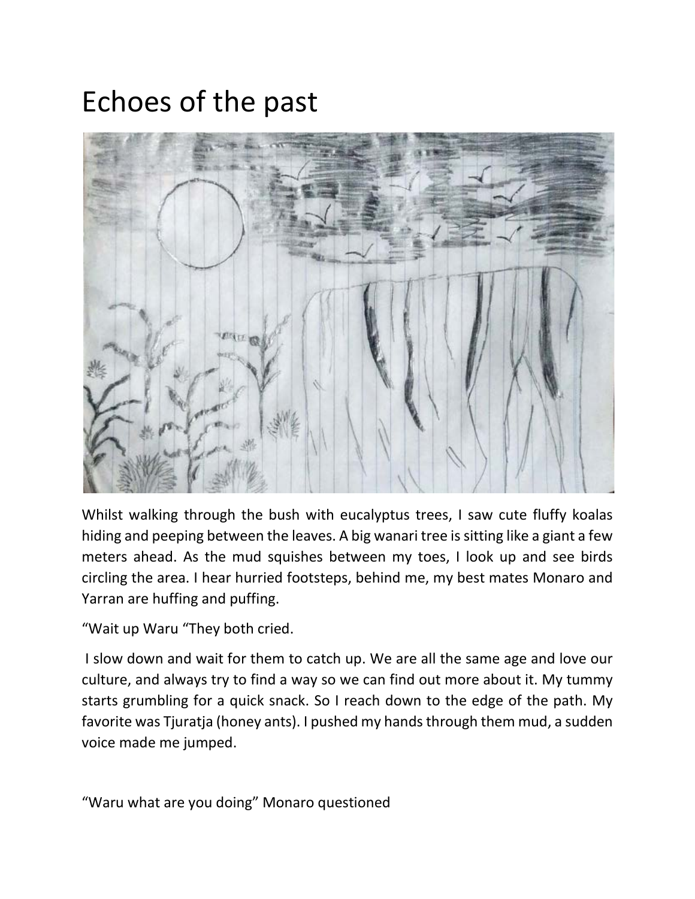# Echoes of the past

Whilst walking through the bush with eucalyptus trees, I saw cute fluffy koalas hiding and peeping between the leaves. A big wanari tree is sitting like a giant a few meters ahead. As the mud squishes between my toes, I look up and see birds circling the area. I hear hurried footsteps, behind me, my best mates Monaro and Yarran are huffing and puffing.

“Wait up Waru “They both cried.

I slow down and wait for them to catch up. We are all the same age and love our culture, and always try to find a way so we can find out more about it. My tummy starts grumbling for a quick snack. So I reach down to the edge of the path. My favorite was Tjuratja (honey ants). I pushed my hands through them mud, a sudden voice made me jumped.

“Waru what are you doing” Monaro questioned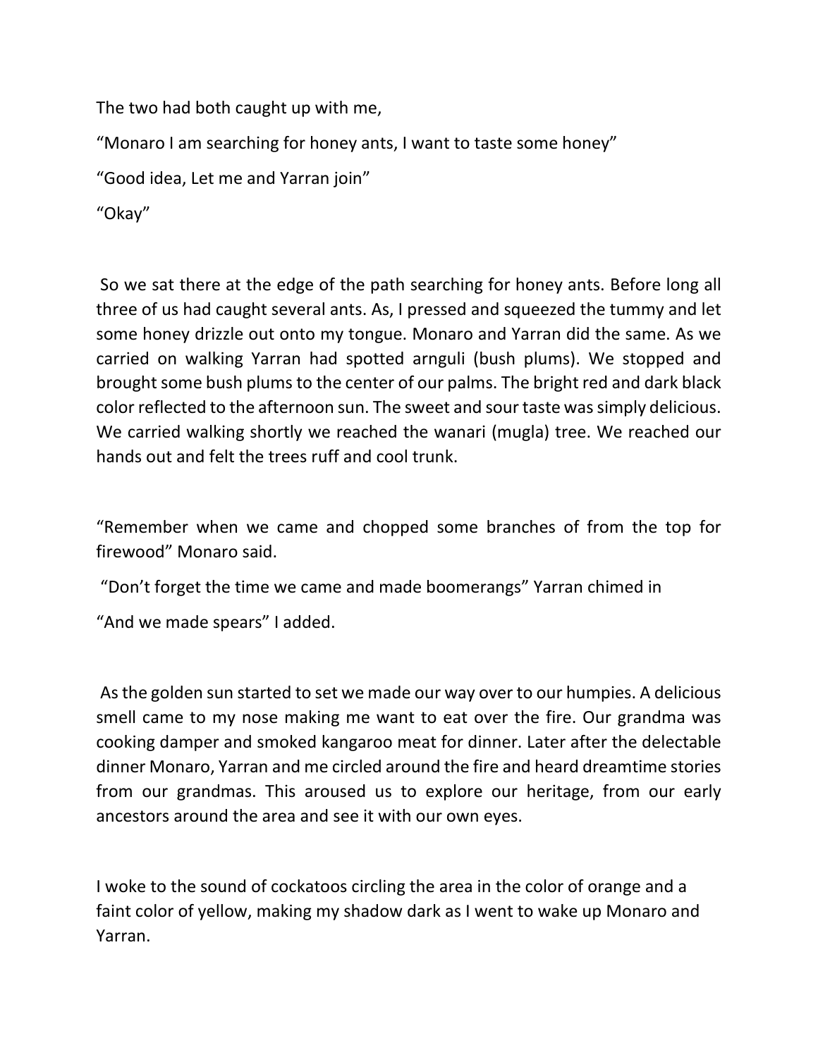The two had both caught up with me,

“Monaro I am searching for honey ants, I want to taste some honey”

“Good idea, Let me and Yarran join”

“Okay”

So we sat there at the edge of the path searching for honey ants. Before long all three of us had caught several ants. As, I pressed and squeezed the tummy and let some honey drizzle out onto my tongue. Monaro and Yarran did the same. As we carried on walking Yarran had spotted arnguli (bush plums). We stopped and brought some bush plums to the center of our palms. The bright red and dark black color reflected to the afternoon sun. The sweet and sour taste was simply delicious. We carried walking shortly we reached the wanari (mugla) tree. We reached our hands out and felt the trees ruff and cool trunk.

“Remember when we came and chopped some branches of from the top for firewood” Monaro said.

“Don’t forget the time we came and made boomerangs” Yarran chimed in

“And we made spears” I added.

As the golden sun started to set we made our way over to our humpies. A delicious smell came to my nose making me want to eat over the fire. Our grandma was cooking damper and smoked kangaroo meat for dinner. Later after the delectable dinner Monaro, Yarran and me circled around the fire and heard dreamtime stories from our grandmas. This aroused us to explore our heritage, from our early ancestors around the area and see it with our own eyes.

I woke to the sound of cockatoos circling the area in the color of orange and a faint color of yellow, making my shadow dark as I went to wake up Monaro and Yarran.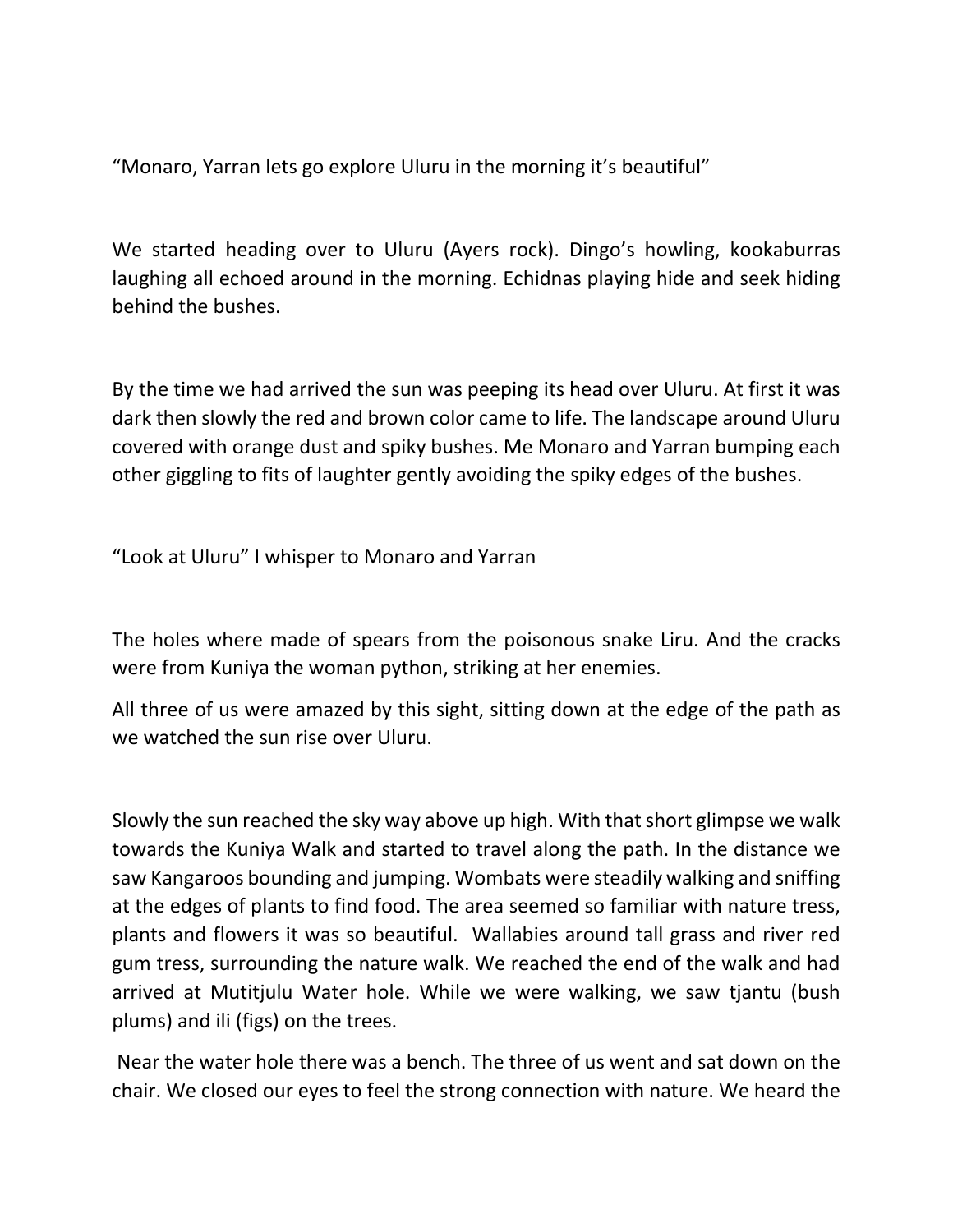“Monaro, Yarran lets go explore Uluru in the morning it’s beautiful”

We started heading over to Uluru (Ayers rock). Dingo’s howling, kookaburras laughing all echoed around in the morning. Echidnas playing hide and seek hiding behind the bushes.

By the time we had arrived the sun was peeping its head over Uluru. At first it was dark then slowly the red and brown color came to life. The landscape around Uluru covered with orange dust and spiky bushes. Me Monaro and Yarran bumping each other giggling to fits of laughter gently avoiding the spiky edges of the bushes.

“Look at Uluru” I whisper to Monaro and Yarran

The holes where made of spears from the poisonous snake Liru. And the cracks were from Kuniya the woman python, striking at her enemies.

All three of us were amazed by this sight, sitting down at the edge of the path as we watched the sun rise over Uluru.

Slowly the sun reached the sky way above up high. With that short glimpse we walk towards the Kuniya Walk and started to travel along the path. In the distance we saw Kangaroos bounding and jumping. Wombats were steadily walking and sniffing at the edges of plants to find food. The area seemed so familiar with nature tress, plants and flowers it was so beautiful. Wallabies around tall grass and river red gum tress, surrounding the nature walk. We reached the end of the walk and had arrived at Mutitjulu Water hole. While we were walking, we saw tjantu (bush plums) and ili (figs) on the trees.

Near the water hole there was a bench. The three of us went and sat down on the chair. We closed our eyes to feel the strong connection with nature. We heard the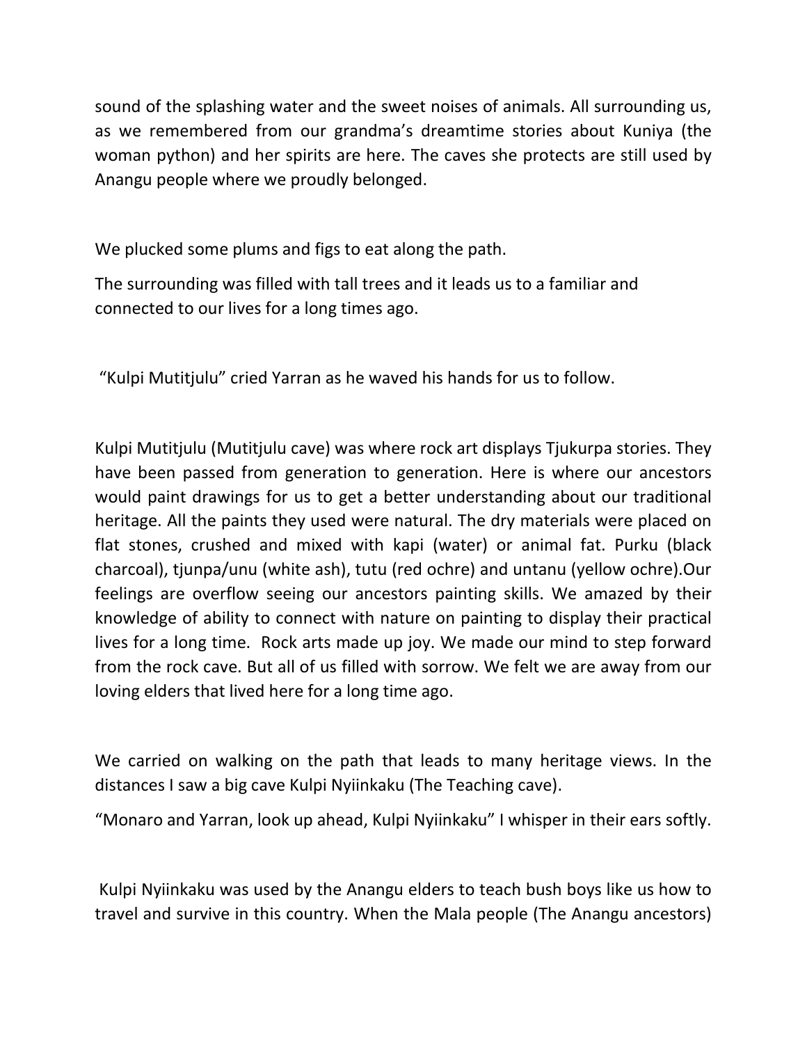sound of the splashing water and the sweet noises of animals. All surrounding us, as we remembered from our grandma's dreamtime stories about Kuniya (the woman python) and her spirits are here. The caves she protects are still used by Anangu people where we proudly belonged.

We plucked some plums and figs to eat along the path.

The surrounding was filled with tall trees and it leads us to a familiar and connected to our lives for a long times ago.

"Kulpi Mutitjulu" cried Yarran as he waved his hands for us to follow.

Kulpi Mutitjulu (Mutitjulu cave) was where rock art displays Tjukurpa stories. They have been passed from generation to generation. Here is where our ancestors would paint drawings for us to get a better understanding about our traditional heritage. All the paints they used were natural. The dry materials were placed on flat stones, crushed and mixed with kapi (water) or animal fat. Purku (black charcoal), tjunpa/unu (white ash), tutu (red ochre) and untanu (yellow ochre).Our feelings are overflow seeing our ancestors painting skills. We amazed by their knowledge of ability to connect with nature on painting to display their practical lives for a long time. Rock arts made up joy. We made our mind to step forward from the rock cave. But all of us filled with sorrow. We felt we are away from our loving elders that lived here for a long time ago.

We carried on walking on the path that leads to many heritage views. In the distances I saw a big cave Kulpi Nyiinkaku (The Teaching cave).

"Monaro and Yarran, look up ahead, Kulpi Nyiinkaku" I whisper in their ears softly.

Kulpi Nyiinkaku was used by the Anangu elders to teach bush boys like us how to travel and survive in this country. When the Mala people (The Anangu ancestors)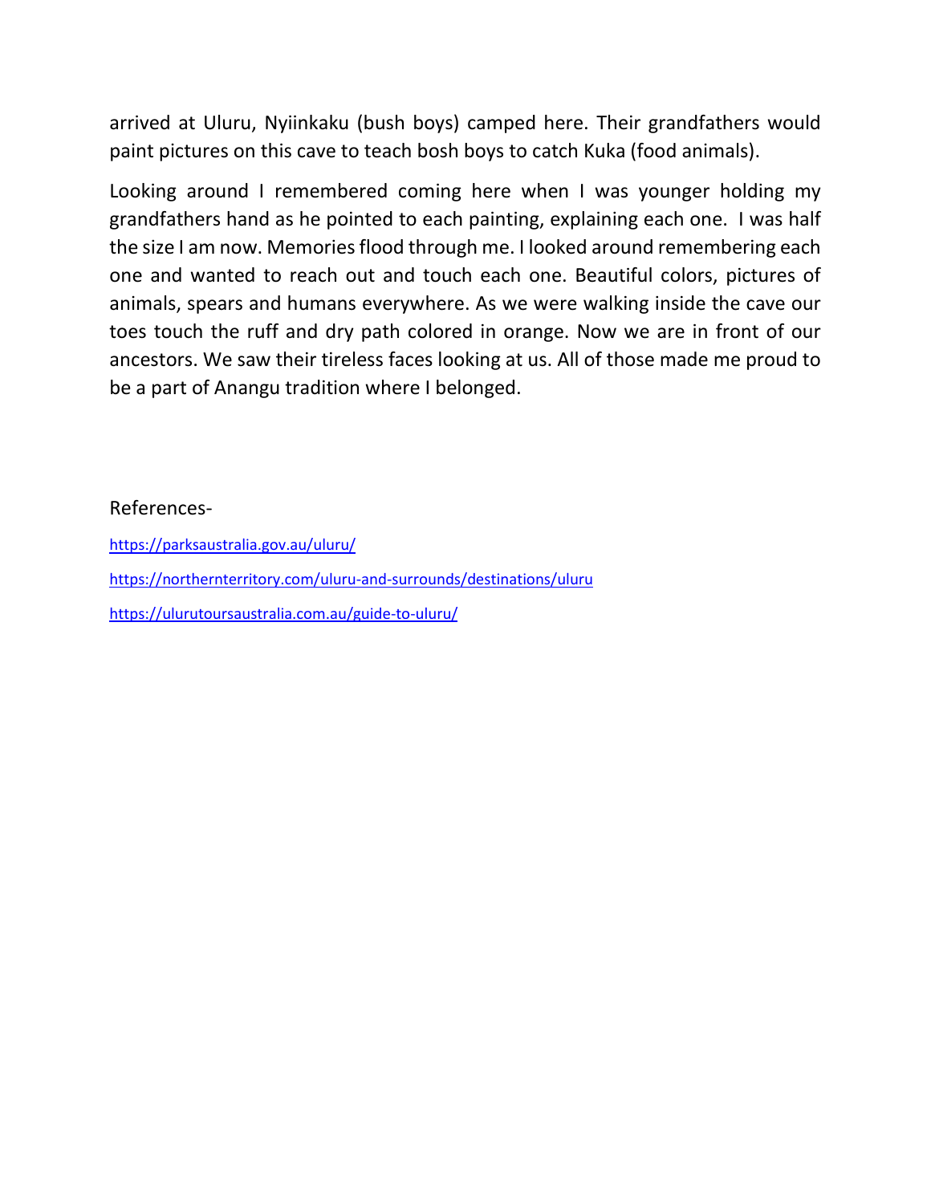arrived at Uluru, Nyiinkaku (bush boys) camped here. Their grandfathers would paint pictures on this cave to teach bosh boys to catch Kuka (food animals).

Looking around I remembered coming here when I was younger holding my grandfathers hand as he pointed to each painting, explaining each one. I was half the size I am now. Memories flood through me. I looked around remembering each one and wanted to reach out and touch each one. Beautiful colors, pictures of animals, spears and humans everywhere. As we were walking inside the cave our toes touch the ruff and dry path colored in orange. Now we are in front of our ancestors. We saw their tireless faces looking at us. All of those made me proud to be a part of Anangu tradition where I belonged.

References-

https://parksaustralia.gov.au/uluru/

https://northernterritory.com/uluru-and-surrounds/destinations/uluru

https://ulurutoursaustralia.com.au/guide-to-uluru/